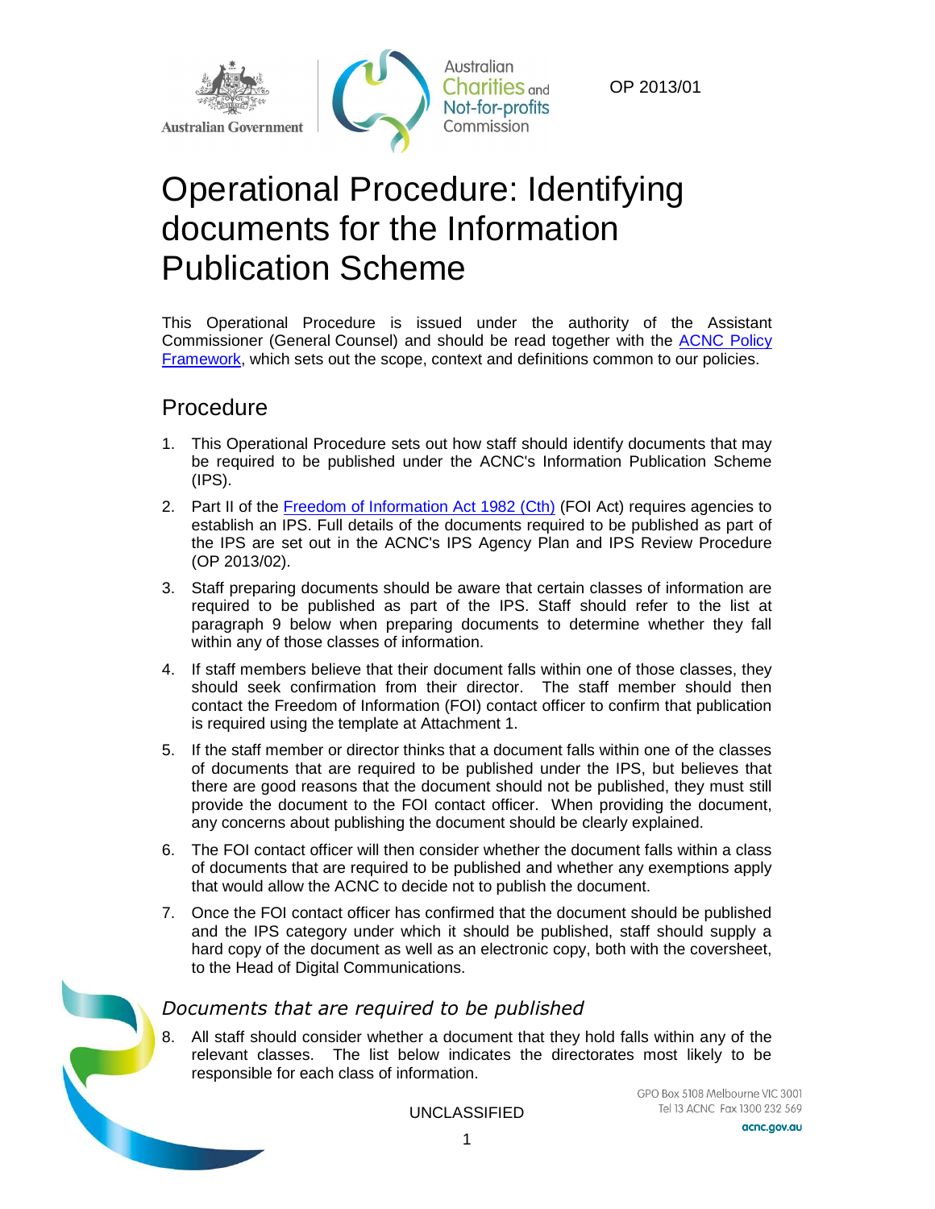OP 2013/01

# Operational Procedure: Identifying documents for the Information Publication Scheme

This Operational Procedure is issued under the authority of the Assistant Commissioner (General Counsel) and should be read together with the ACNC Policy Framework, which sets out the scope, context and definitions common to our policies.

## Procedure

1. This Operational Procedure sets out how staff should identify documents that may be required to be published under the ACNC's Information Publication Scheme (IPS).

2. Part II of the Freedom of Information Act 1982 (Cth) (FOI Act) requires agencies to establish an IPS. Full details of the documents required to be published as part of the IPS are set out in the ACNC's IPS Agency Plan and IPS Review Procedure (OP 2013/02).

3. Staff preparing documents should be aware that certain classes of information are required to be published as part of the IPS. Staff should refer to the list at paragraph 9 below when preparing documents to determine whether they fall within any of those classes of information.

4. If staff members believe that their document falls within one of those classes, they should seek confirmation from their director. The staff member should then contact the Freedom of Information (FOI) contact officer to confirm that publication is required using the template at Attachment 1.

5. If the staff member or director thinks that a document falls within one of the classes of documents that are required to be published under the IPS, but believes that there are good reasons that the document should not be published, they must still provide the document to the FOI contact officer. When providing the document, any concerns about publishing the document should be clearly explained.

6. The FOI contact officer will then consider whether the document falls within a class of documents that are required to be published and whether any exemptions apply that would allow the ACNC to decide not to publish the document.

7. Once the FOI contact officer has confirmed that the document should be published and the IPS category under which it should be published, staff should supply a hard copy of the document as well as an electronic copy, both with the coversheet, to the Head of Digital Communications.

### *Documents that are required to be published*

8. All staff should consider whether a document that they hold falls within any of the relevant classes. The list below indicates the directorates most likely to be responsible for each class of information.

UNCLASSIFIED

GPO Box 5108 Melbourne VIC 3001
Tel 13 ACNC Fax 1300 232 569
acnc.gov.au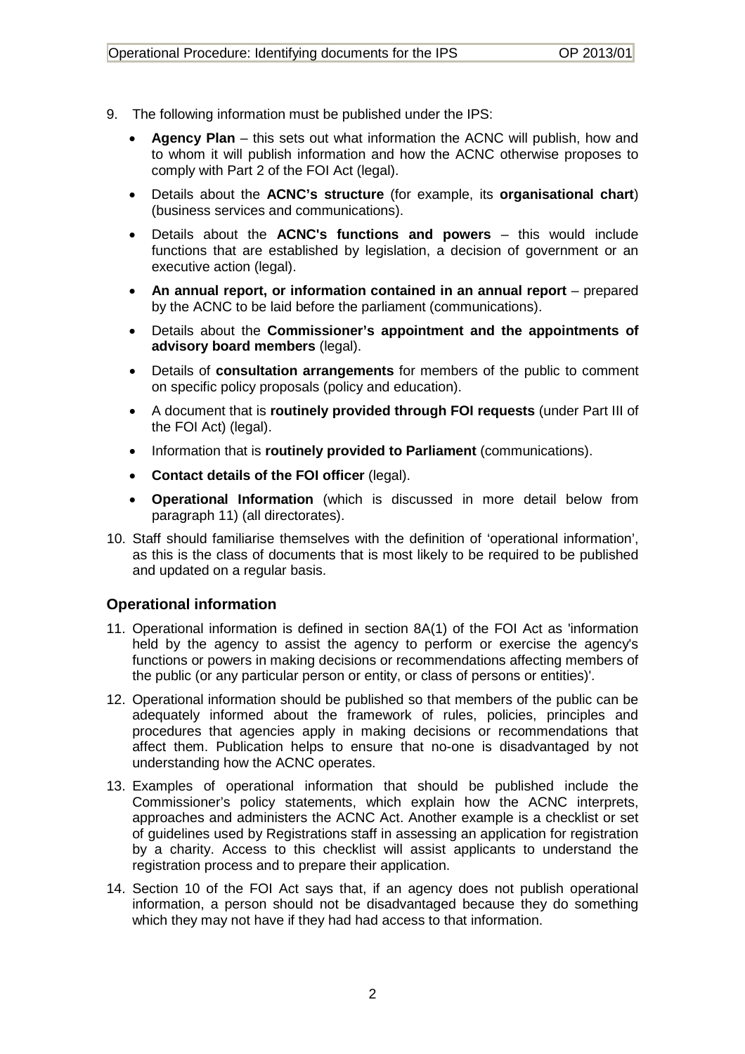9. The following information must be published under the IPS:
   - **Agency Plan** – this sets out what information the ACNC will publish, how and to whom it will publish information and how the ACNC otherwise proposes to comply with Part 2 of the FOI Act (legal).
   - Details about the **ACNC's structure** (for example, its **organisational chart**) (business services and communications).
   - Details about the **ACNC's functions and powers** – this would include functions that are established by legislation, a decision of government or an executive action (legal).
   - **An annual report, or information contained in an annual report** – prepared by the ACNC to be laid before the parliament (communications).
   - Details about the **Commissioner's appointment and the appointments of advisory board members** (legal).
   - Details of **consultation arrangements** for members of the public to comment on specific policy proposals (policy and education).
   - A document that is **routinely provided through FOI requests** (under Part III of the FOI Act) (legal).
   - Information that is **routinely provided to Parliament** (communications).
   - **Contact details of the FOI officer** (legal).
   - **Operational Information** (which is discussed in more detail below from paragraph 11) (all directorates).
10. Staff should familiarise themselves with the definition of 'operational information', as this is the class of documents that is most likely to be required to be published and updated on a regular basis.

## Operational information

11. Operational information is defined in section 8A(1) of the FOI Act as 'information held by the agency to assist the agency to perform or exercise the agency's functions or powers in making decisions or recommendations affecting members of the public (or any particular person or entity, or class of persons or entities)'.
12. Operational information should be published so that members of the public can be adequately informed about the framework of rules, policies, principles and procedures that agencies apply in making decisions or recommendations that affect them. Publication helps to ensure that no-one is disadvantaged by not understanding how the ACNC operates.
13. Examples of operational information that should be published include the Commissioner's policy statements, which explain how the ACNC interprets, approaches and administers the ACNC Act. Another example is a checklist or set of guidelines used by Registrations staff in assessing an application for registration by a charity. Access to this checklist will assist applicants to understand the registration process and to prepare their application.
14. Section 10 of the FOI Act says that, if an agency does not publish operational information, a person should not be disadvantaged because they do something which they may not have if they had had access to that information.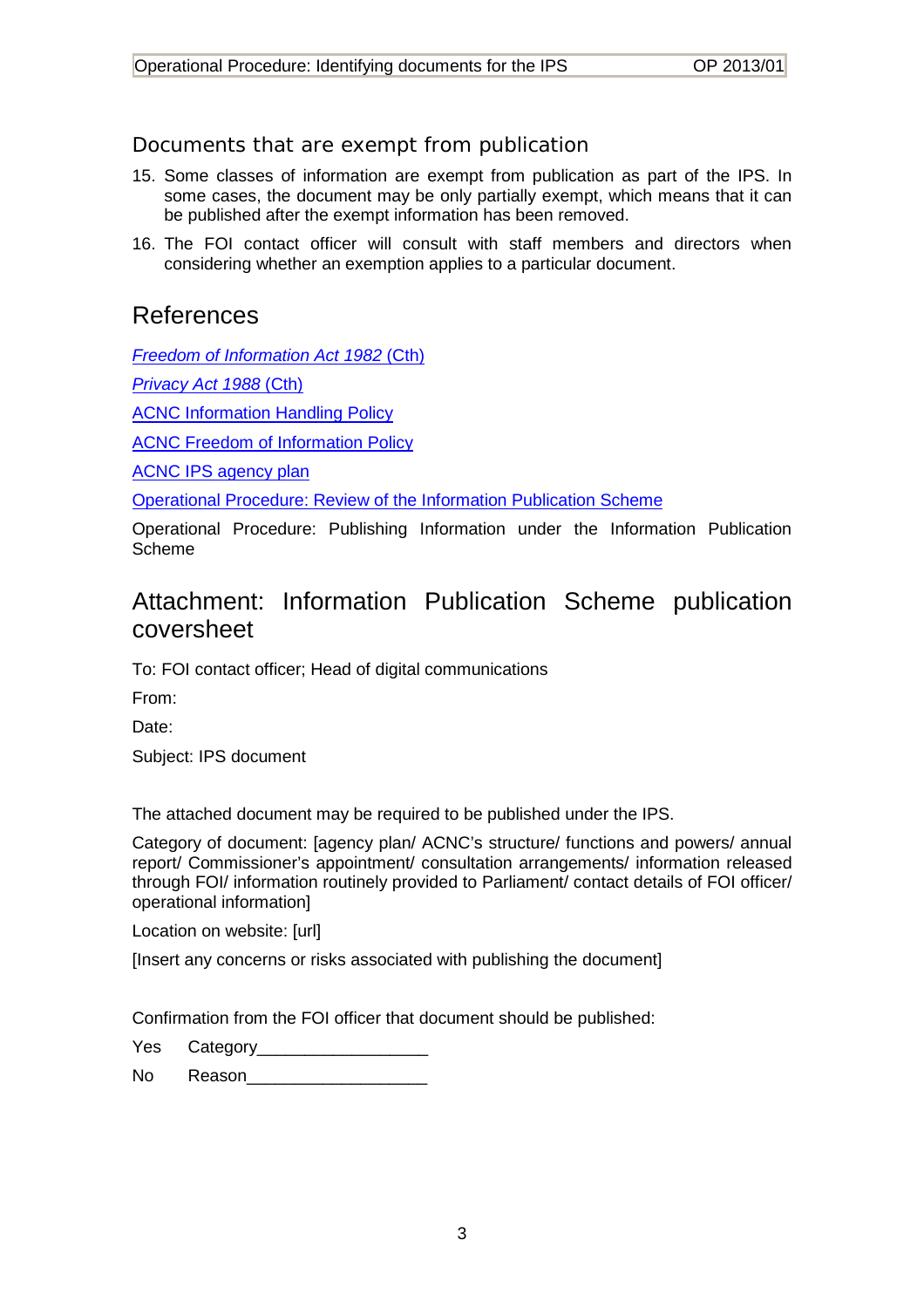## Documents that are exempt from publication

15. Some classes of information are exempt from publication as part of the IPS. In some cases, the document may be only partially exempt, which means that it can be published after the exempt information has been removed.
16. The FOI contact officer will consult with staff members and directors when considering whether an exemption applies to a particular document.

# References

*Freedom of Information Act 1982* (Cth)

*Privacy Act 1988* (Cth)

ACNC Information Handling Policy

ACNC Freedom of Information Policy

ACNC IPS agency plan

Operational Procedure: Review of the Information Publication Scheme

Operational Procedure: Publishing Information under the Information Publication Scheme

# Attachment: Information Publication Scheme publication coversheet

To: FOI contact officer; Head of digital communications

From:

Date:

Subject: IPS document

The attached document may be required to be published under the IPS.

Category of document: [agency plan/ ACNC's structure/ functions and powers/ annual report/ Commissioner's appointment/ consultation arrangements/ information released through FOI/ information routinely provided to Parliament/ contact details of FOI officer/ operational information]

Location on website: [url]

[Insert any concerns or risks associated with publishing the document]

Confirmation from the FOI officer that document should be published:

Yes Category__________________

No Reason___________________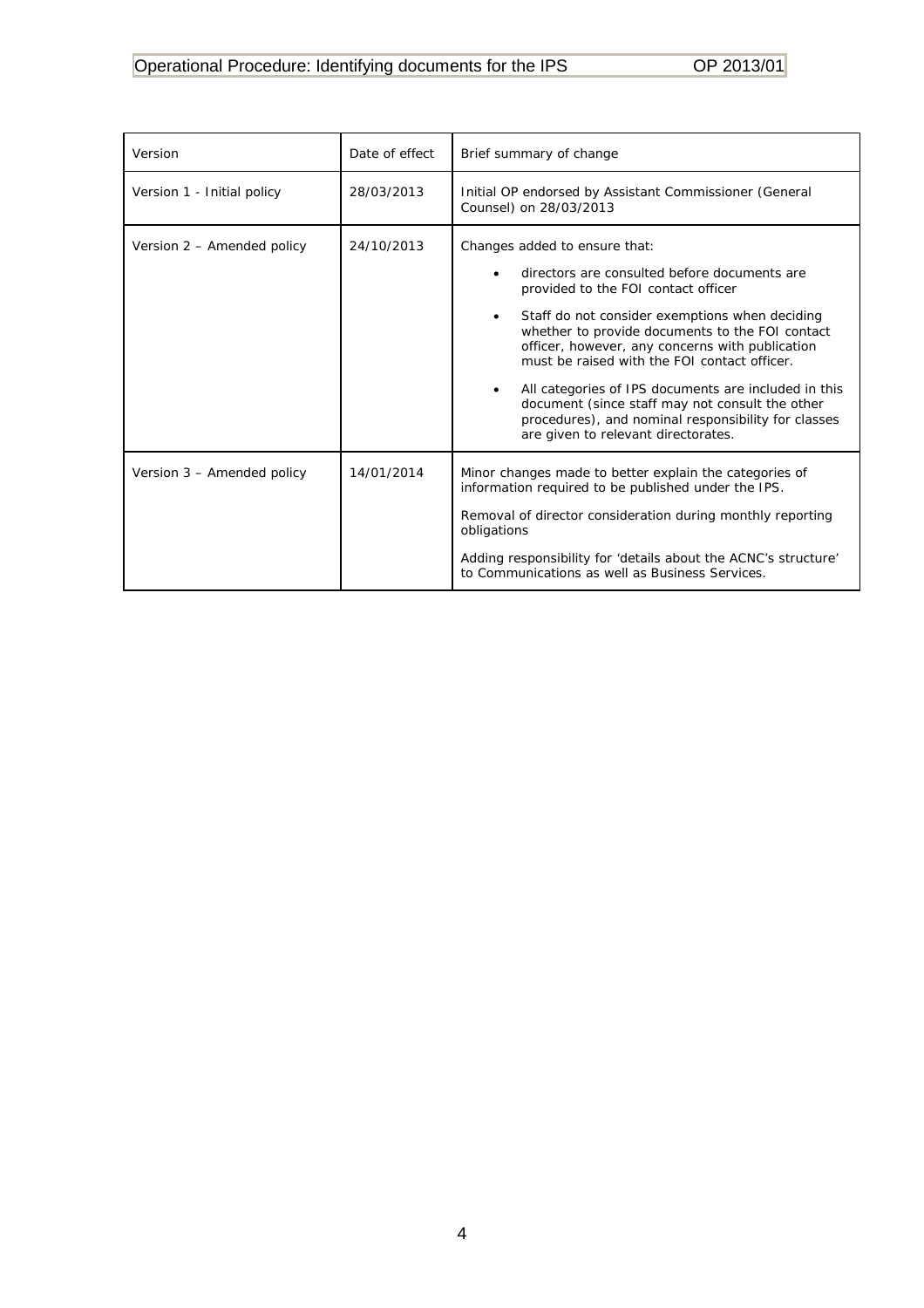| Version | Date of effect | Brief summary of change |
| --- | --- | --- |
| Version 1 - Initial policy | 28/03/2013 | Initial OP endorsed by Assistant Commissioner (General Counsel) on 28/03/2013 |
| Version 2 – Amended policy | 24/10/2013 | Changes added to ensure that:<br>• directors are consulted before documents are provided to the FOI contact officer<br>• Staff do not consider exemptions when deciding whether to provide documents to the FOI contact officer, however, any concerns with publication must be raised with the FOI contact officer.<br>• All categories of IPS documents are included in this document (since staff may not consult the other procedures), and nominal responsibility for classes are given to relevant directorates. |
| Version 3 – Amended policy | 14/01/2014 | Minor changes made to better explain the categories of information required to be published under the IPS.<br><br>Removal of director consideration during monthly reporting obligations<br><br>Adding responsibility for 'details about the ACNC's structure' to Communications as well as Business Services. |